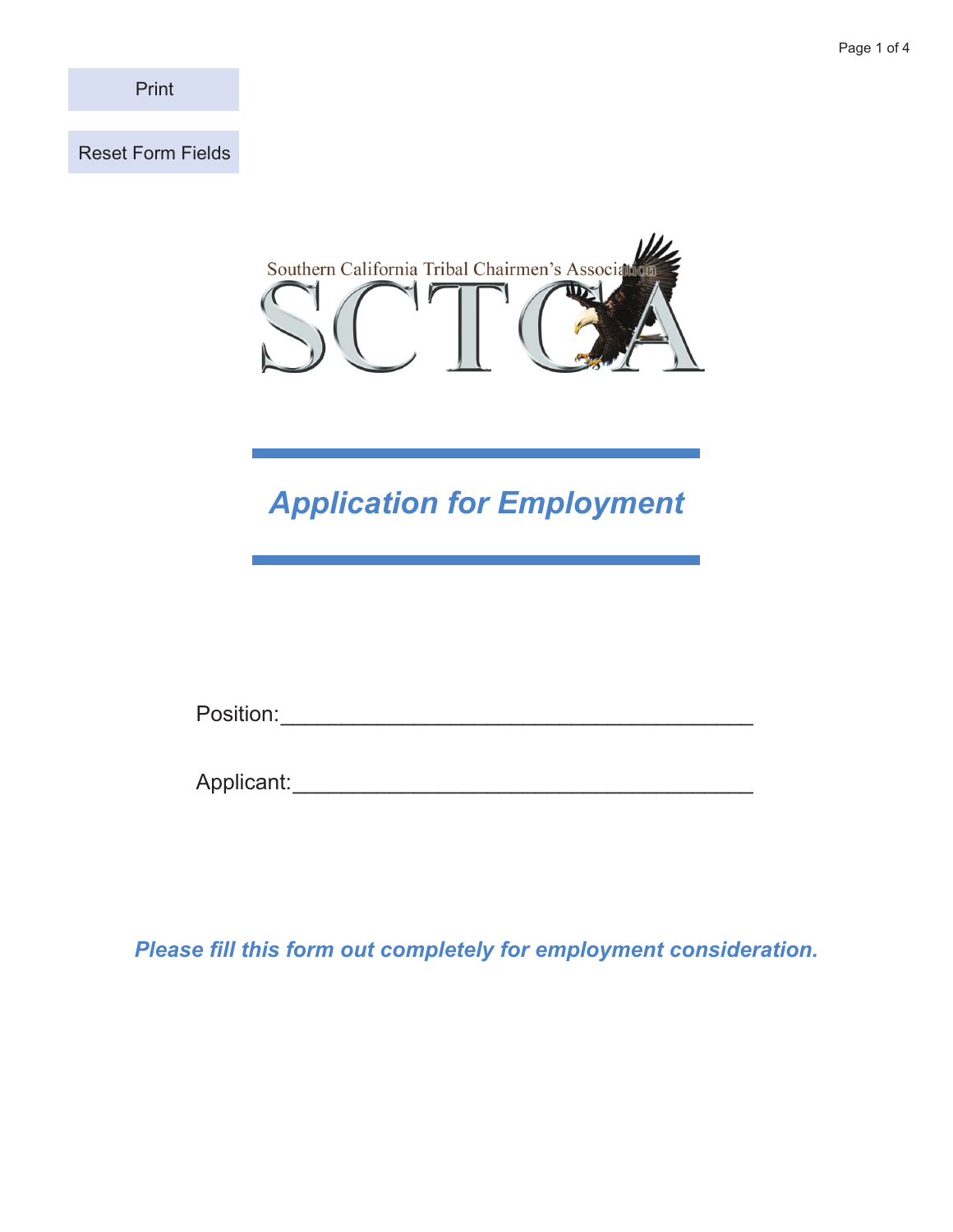Print

Reset Form Fields

Southern California Tribal Chairmen's Association

SCTCA

# *Application for Employment*

Position:\_\_\_\_\_\_\_\_\_\_\_\_\_\_\_\_\_\_\_\_\_\_\_\_\_\_\_\_\_\_\_\_\_\_\_\_\_\_

Applicant:\_\_\_\_\_\_\_\_\_\_\_\_\_\_\_\_\_\_\_\_\_\_\_\_\_\_\_\_\_\_\_\_\_\_\_\_\_

***Please fill this form out completely for employment consideration.***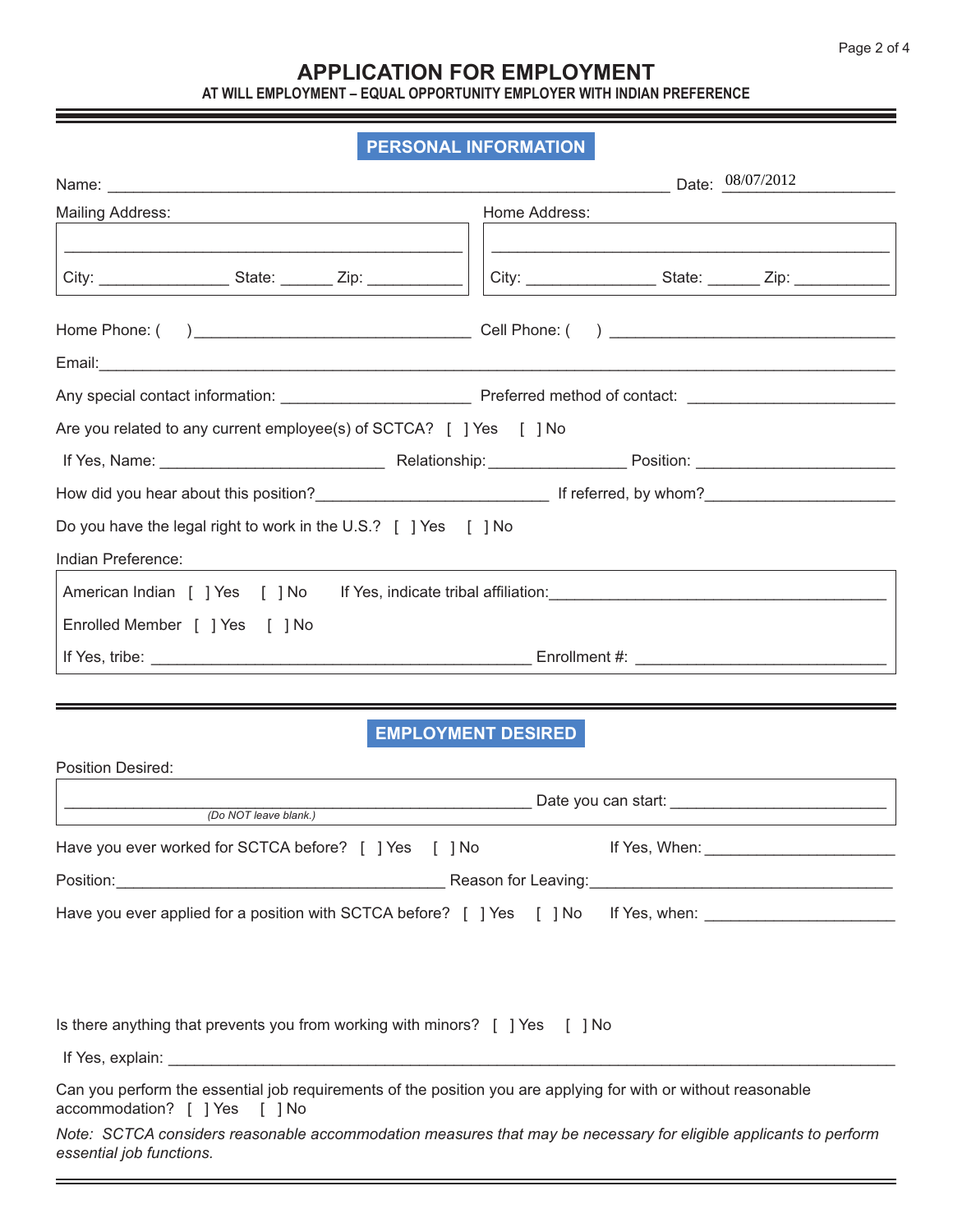# APPLICATION FOR EMPLOYMENT

**AT WILL EMPLOYMENT – EQUAL OPPORTUNITY EMPLOYER WITH INDIAN PREFERENCE**

## PERSONAL INFORMATION

Name: ______________________________________________ Date: 08/07/2012

Mailing Address:

______________________________________________

City: _______________ State: ______ Zip: ___________

Home Address:

______________________________________________

City: _______________ State: ______ Zip: ___________

Home Phone: (    ) _______________________________ Cell Phone: (    ) _______________________________

Email: ______________________________________________

Any special contact information: _____________________ Preferred method of contact: _______________________

Are you related to any current employee(s) of SCTCA? [ ] Yes [ ] No

If Yes, Name: __________________________ Relationship: _______________ Position: ______________________

How did you hear about this position? __________________________ If referred, by whom? _____________________

Do you have the legal right to work in the U.S.? [ ] Yes [ ] No

Indian Preference:

American Indian [ ] Yes [ ] No If Yes, indicate tribal affiliation: ____________________________________

Enrolled Member [ ] Yes [ ] No

If Yes, tribe: ___________________________________________ Enrollment #: ___________________________

## EMPLOYMENT DESIRED

Position Desired:

_____________________________________________________ Date you can start: _________________________

*(Do NOT leave blank.)*

Have you ever worked for SCTCA before? [ ] Yes [ ] No If Yes, When: _____________________

Position: _____________________________________ Reason for Leaving: __________________________________

Have you ever applied for a position with SCTCA before? [ ] Yes [ ] No If Yes, when: _____________________

Is there anything that prevents you from working with minors? [ ] Yes [ ] No

If Yes, explain: ______________________________________________________________________________

Can you perform the essential job requirements of the position you are applying for with or without reasonable accommodation? [ ] Yes [ ] No

*Note: SCTCA considers reasonable accommodation measures that may be necessary for eligible applicants to perform essential job functions.*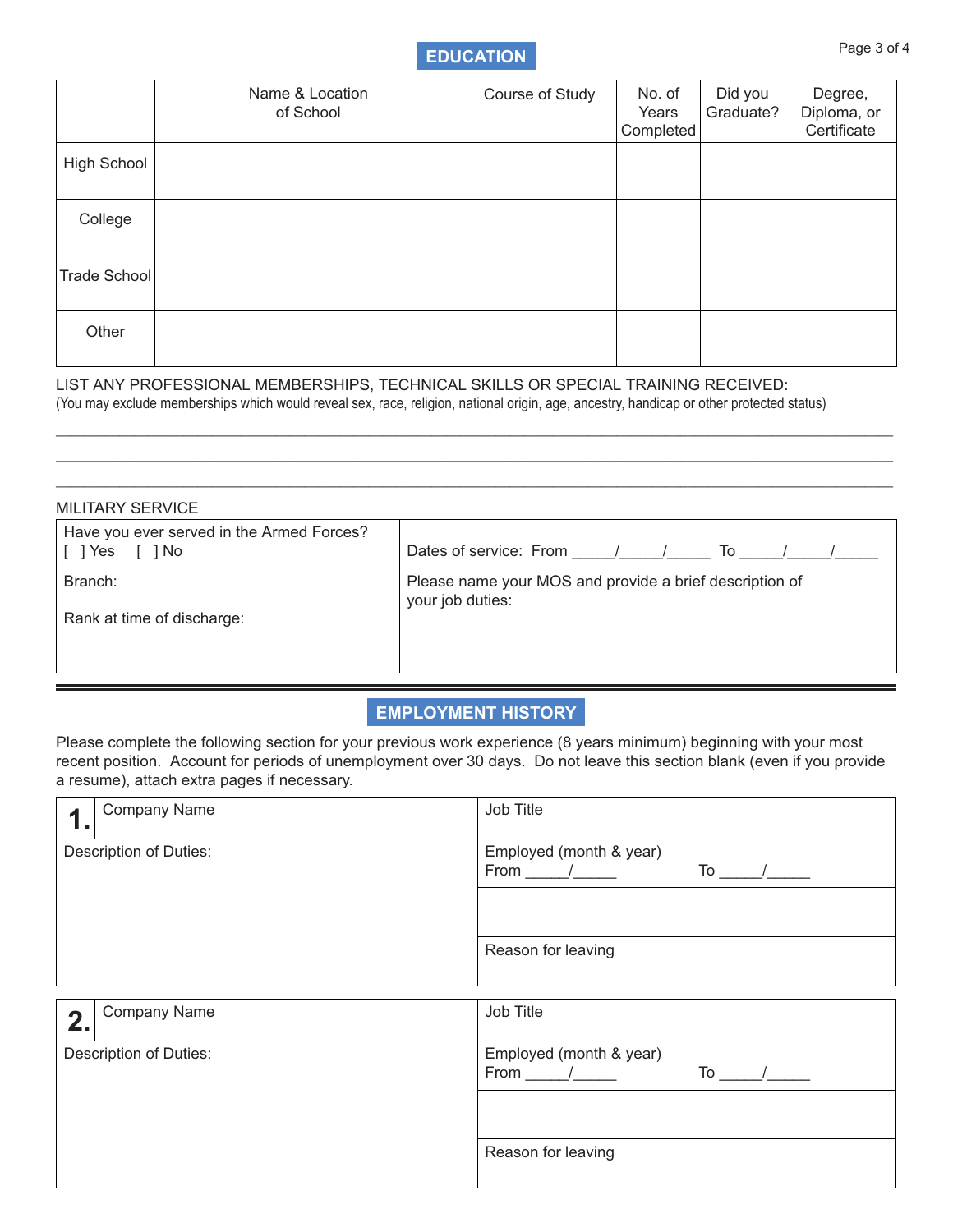## EDUCATION

| | Name & Location of School | Course of Study | No. of Years Completed | Did you Graduate? | Degree, Diploma, or Certificate |
|---|---|---|---|---|---|
| High School | | | | | |
| College | | | | | |
| Trade School | | | | | |
| Other | | | | | |

LIST ANY PROFESSIONAL MEMBERSHIPS, TECHNICAL SKILLS OR SPECIAL TRAINING RECEIVED:
(You may exclude memberships which would reveal sex, race, religion, national origin, age, ancestry, handicap or other protected status)

_______________________________________________________________________________________

_______________________________________________________________________________________

_______________________________________________________________________________________

MILITARY SERVICE

| | |
|---|---|
| Have you ever served in the Armed Forces? [ ] Yes [ ] No | Dates of service: From _____/_____/_____ To _____/_____/_____ |
| Branch: <br><br> Rank at time of discharge: | Please name your MOS and provide a brief description of your job duties: |

## EMPLOYMENT HISTORY

Please complete the following section for your previous work experience (8 years minimum) beginning with your most recent position. Account for periods of unemployment over 30 days. Do not leave this section blank (even if you provide a resume), attach extra pages if necessary.

| | |
|---|---|
| **1.** Company Name | Job Title |
| Description of Duties: | Employed (month & year) <br> From _____/_____ To _____/_____ |
| | |
| | Reason for leaving |

| | |
|---|---|
| **2.** Company Name | Job Title |
| Description of Duties: | Employed (month & year) <br> From _____/_____ To _____/_____ |
| | |
| | Reason for leaving |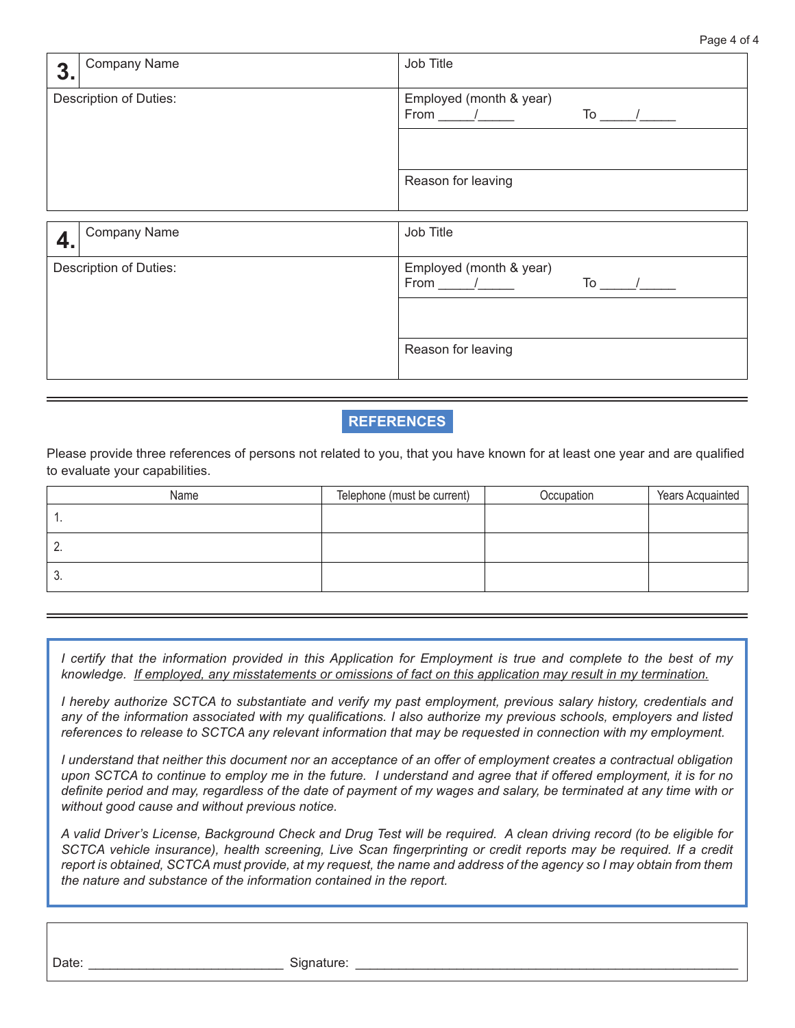| 3. Company Name | Job Title |
|---|---|
| Description of Duties: | Employed (month & year)<br>From _____/_____ To _____/_____ |
| | |
| | Reason for leaving |

| 4. Company Name | Job Title |
|---|---|
| Description of Duties: | Employed (month & year)<br>From _____/_____ To _____/_____ |
| | |
| | Reason for leaving |

## REFERENCES

Please provide three references of persons not related to you, that you have known for at least one year and are qualified to evaluate your capabilities.

| Name | Telephone (must be current) | Occupation | Years Acquainted |
|---|---|---|---|
| 1. | | | |
| 2. | | | |
| 3. | | | |

*I certify that the information provided in this Application for Employment is true and complete to the best of my knowledge. <u>If employed, any misstatements or omissions of fact on this application may result in my termination.</u>*

*I hereby authorize SCTCA to substantiate and verify my past employment, previous salary history, credentials and any of the information associated with my qualifications. I also authorize my previous schools, employers and listed references to release to SCTCA any relevant information that may be requested in connection with my employment.*

*I understand that neither this document nor an acceptance of an offer of employment creates a contractual obligation upon SCTCA to continue to employ me in the future. I understand and agree that if offered employment, it is for no definite period and may, regardless of the date of payment of my wages and salary, be terminated at any time with or without good cause and without previous notice.*

*A valid Driver's License, Background Check and Drug Test will be required. A clean driving record (to be eligible for SCTCA vehicle insurance), health screening, Live Scan fingerprinting or credit reports may be required. If a credit report is obtained, SCTCA must provide, at my request, the name and address of the agency so I may obtain from them the nature and substance of the information contained in the report.*

Date: __________________________ Signature: ____________________________________________________